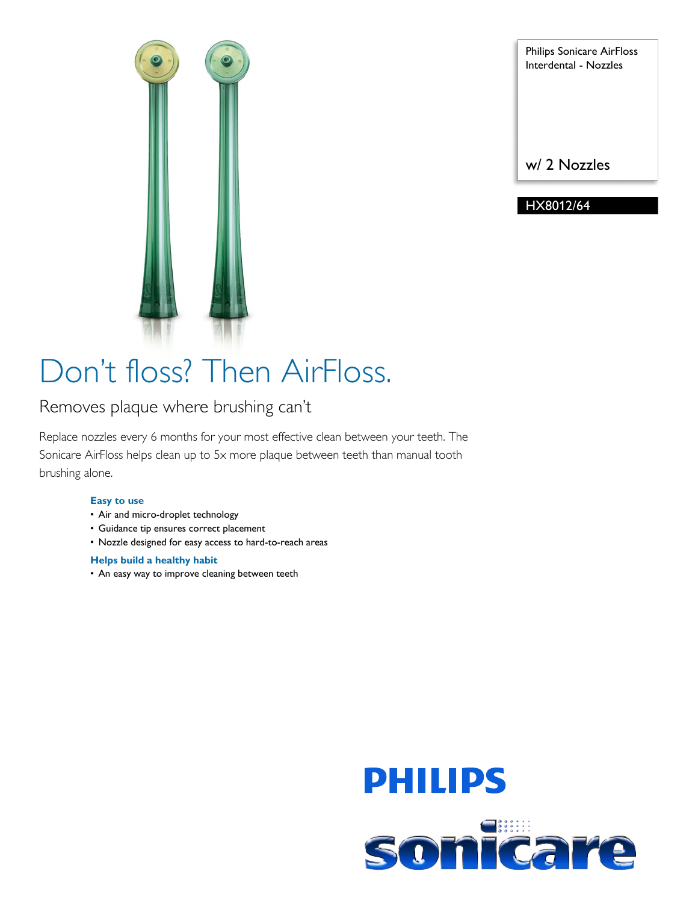Philips Sonicare AirFloss Interdental - Nozzles

w/ 2 Nozzles

HX8012/64

# Don't floss? Then AirFloss.

## Removes plaque where brushing can't

Replace nozzles every 6 months for your most effective clean between your teeth. The Sonicare AirFloss helps clean up to 5x more plaque between teeth than manual tooth brushing alone.

### Easy to use

- Air and micro-droplet technology
- Guidance tip ensures correct placement
- Nozzle designed for easy access to hard-to-reach areas

### Helps build a healthy habit

- An easy way to improve cleaning between teeth

PHILIPS

sonicare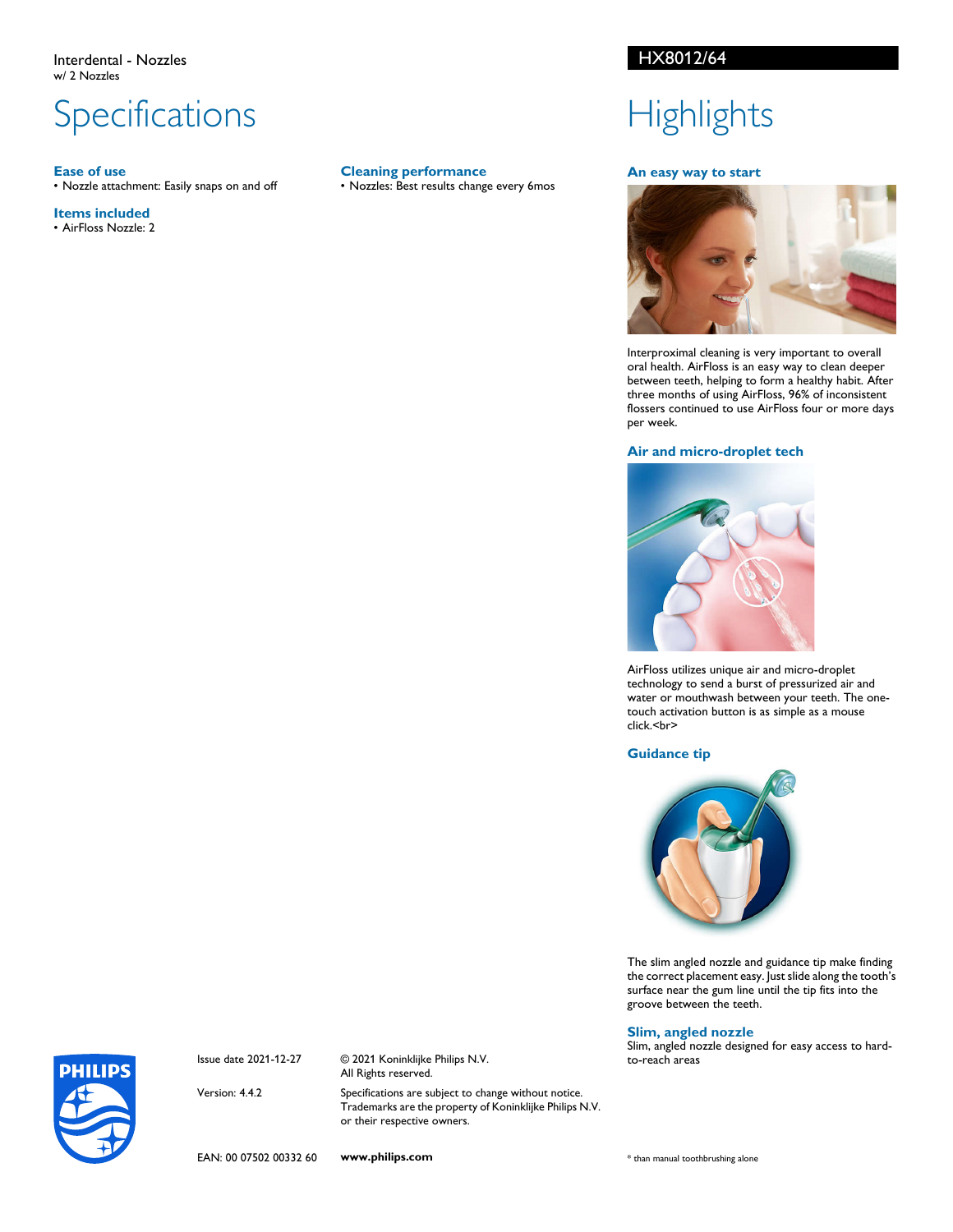Interdental - Nozzles
w/ 2 Nozzles

# Specifications

### Ease of use
- Nozzle attachment: Easily snaps on and off

### Items included
- AirFloss Nozzle: 2

### Cleaning performance
- Nozzles: Best results change every 6mos

HX8012/64

# Highlights

### An easy way to start

Interproximal cleaning is very important to overall oral health. AirFloss is an easy way to clean deeper between teeth, helping to form a healthy habit. After three months of using AirFloss, 96% of inconsistent flossers continued to use AirFloss four or more days per week.

### Air and micro-droplet tech

AirFloss utilizes unique air and micro-droplet technology to send a burst of pressurized air and water or mouthwash between your teeth. The one-touch activation button is as simple as a mouse click.<br>

### Guidance tip

The slim angled nozzle and guidance tip make finding the correct placement easy. Just slide along the tooth's surface near the gum line until the tip fits into the groove between the teeth.

### Slim, angled nozzle

Slim, angled nozzle designed for easy access to hard-to-reach areas

Issue date 2021-12-27

Version: 4.4.2

EAN: 00 07502 00332 60

© 2021 Koninklijke Philips N.V.
All Rights reserved.

Specifications are subject to change without notice. Trademarks are the property of Koninklijke Philips N.V. or their respective owners.

**www.philips.com**

* than manual toothbrushing alone